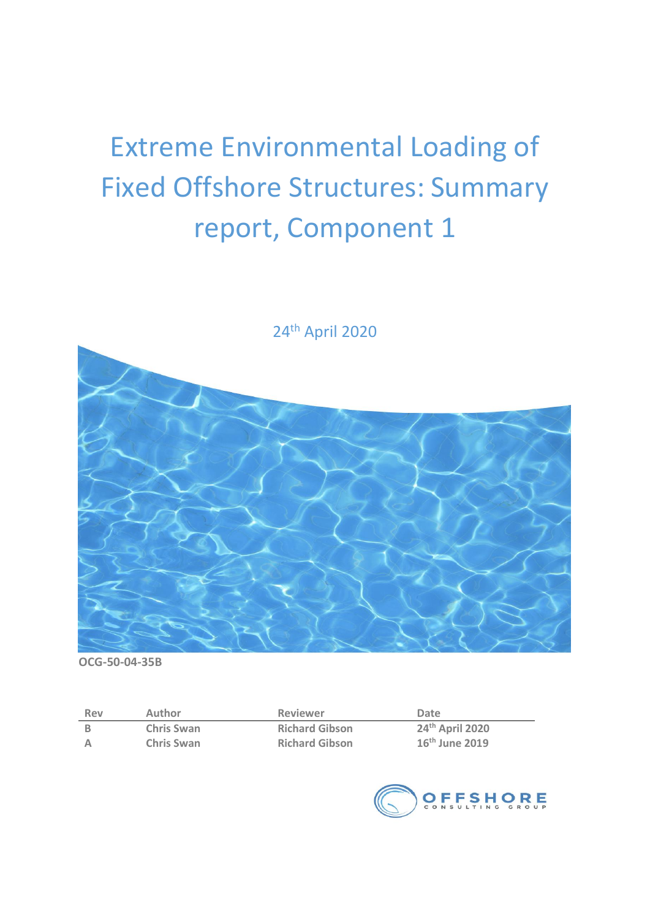# Extreme Environmental Loading of Fixed Offshore Structures: Summary report, Component 1

24th April 2020

OCG-50-04-35B

| Rev | Author | Reviewer | Date |
|---|---|---|---|
| B | Chris Swan | Richard Gibson | 24th April 2020 |
| A | Chris Swan | Richard Gibson | 16th June 2019 |

OFFSHORE CONSULTING GROUP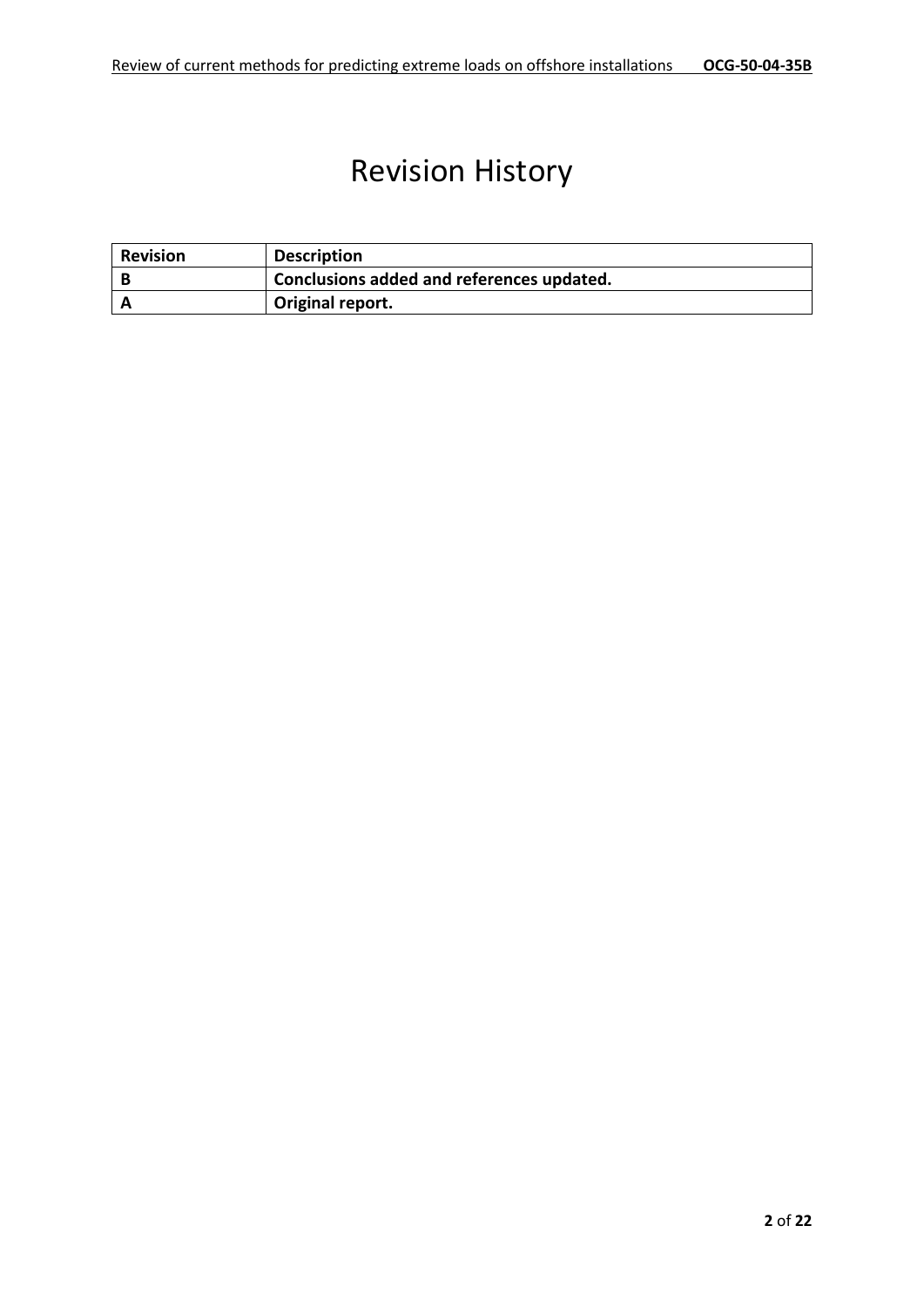# Revision History

| Revision | Description |
| --- | --- |
| **B** | **Conclusions added and references updated.** |
| **A** | **Original report.** |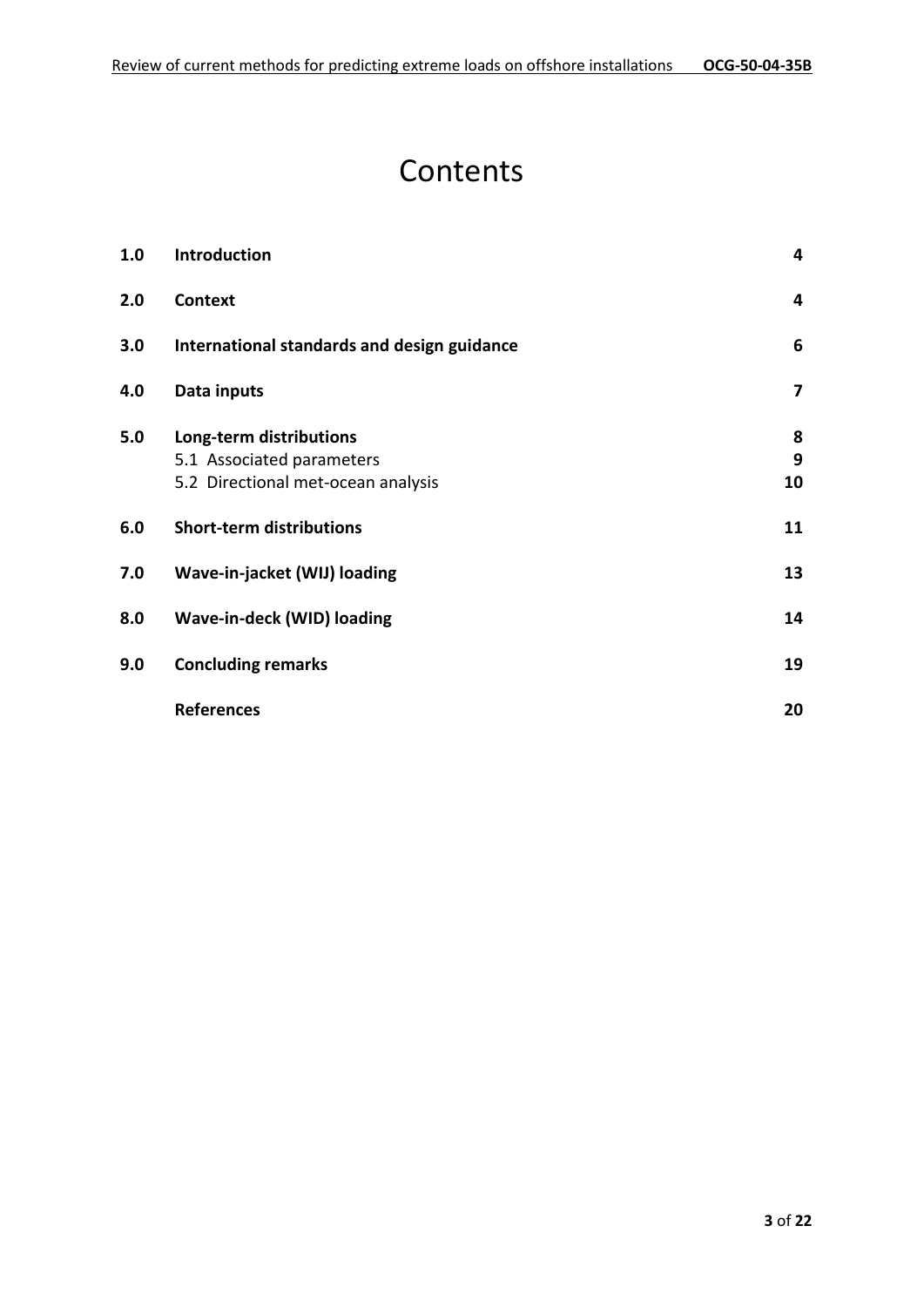# Contents

| | | |
|---|---|---|
| **1.0** | **Introduction** | **4** |
| **2.0** | **Context** | **4** |
| **3.0** | **International standards and design guidance** | **6** |
| **4.0** | **Data inputs** | **7** |
| **5.0** | **Long-term distributions** | **8** |
| | 5.1 Associated parameters | **9** |
| | 5.2 Directional met-ocean analysis | **10** |
| **6.0** | **Short-term distributions** | **11** |
| **7.0** | **Wave-in-jacket (WIJ) loading** | **13** |
| **8.0** | **Wave-in-deck (WID) loading** | **14** |
| **9.0** | **Concluding remarks** | **19** |
| | **References** | **20** |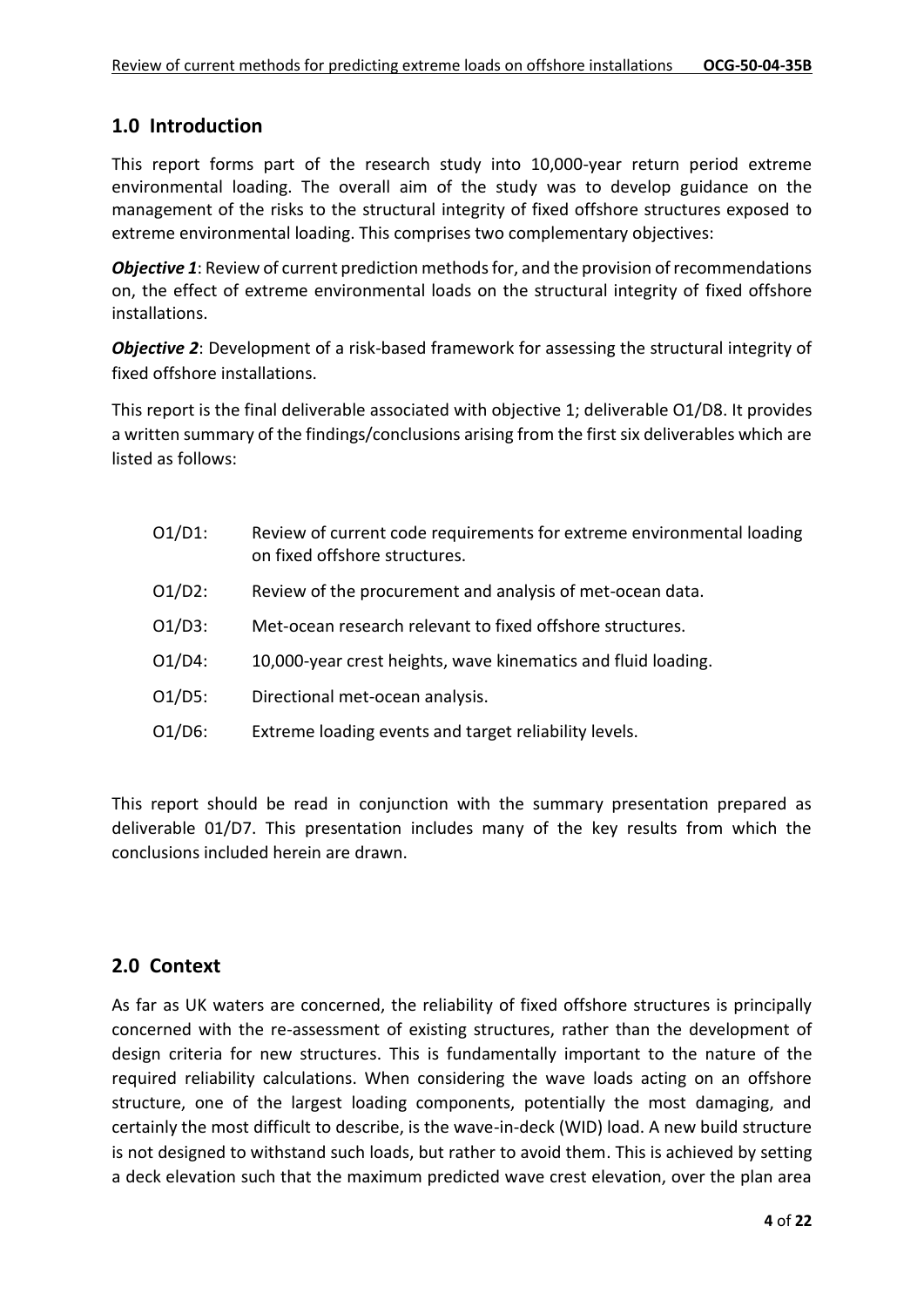## 1.0 Introduction

This report forms part of the research study into 10,000-year return period extreme environmental loading. The overall aim of the study was to develop guidance on the management of the risks to the structural integrity of fixed offshore structures exposed to extreme environmental loading. This comprises two complementary objectives:

***Objective 1***: Review of current prediction methods for, and the provision of recommendations on, the effect of extreme environmental loads on the structural integrity of fixed offshore installations.

***Objective 2***: Development of a risk-based framework for assessing the structural integrity of fixed offshore installations.

This report is the final deliverable associated with objective 1; deliverable O1/D8. It provides a written summary of the findings/conclusions arising from the first six deliverables which are listed as follows:

- O1/D1: Review of current code requirements for extreme environmental loading on fixed offshore structures.
- O1/D2: Review of the procurement and analysis of met-ocean data.
- O1/D3: Met-ocean research relevant to fixed offshore structures.
- O1/D4: 10,000-year crest heights, wave kinematics and fluid loading.
- O1/D5: Directional met-ocean analysis.
- O1/D6: Extreme loading events and target reliability levels.

This report should be read in conjunction with the summary presentation prepared as deliverable 01/D7. This presentation includes many of the key results from which the conclusions included herein are drawn.

## 2.0 Context

As far as UK waters are concerned, the reliability of fixed offshore structures is principally concerned with the re-assessment of existing structures, rather than the development of design criteria for new structures. This is fundamentally important to the nature of the required reliability calculations. When considering the wave loads acting on an offshore structure, one of the largest loading components, potentially the most damaging, and certainly the most difficult to describe, is the wave-in-deck (WID) load. A new build structure is not designed to withstand such loads, but rather to avoid them. This is achieved by setting a deck elevation such that the maximum predicted wave crest elevation, over the plan area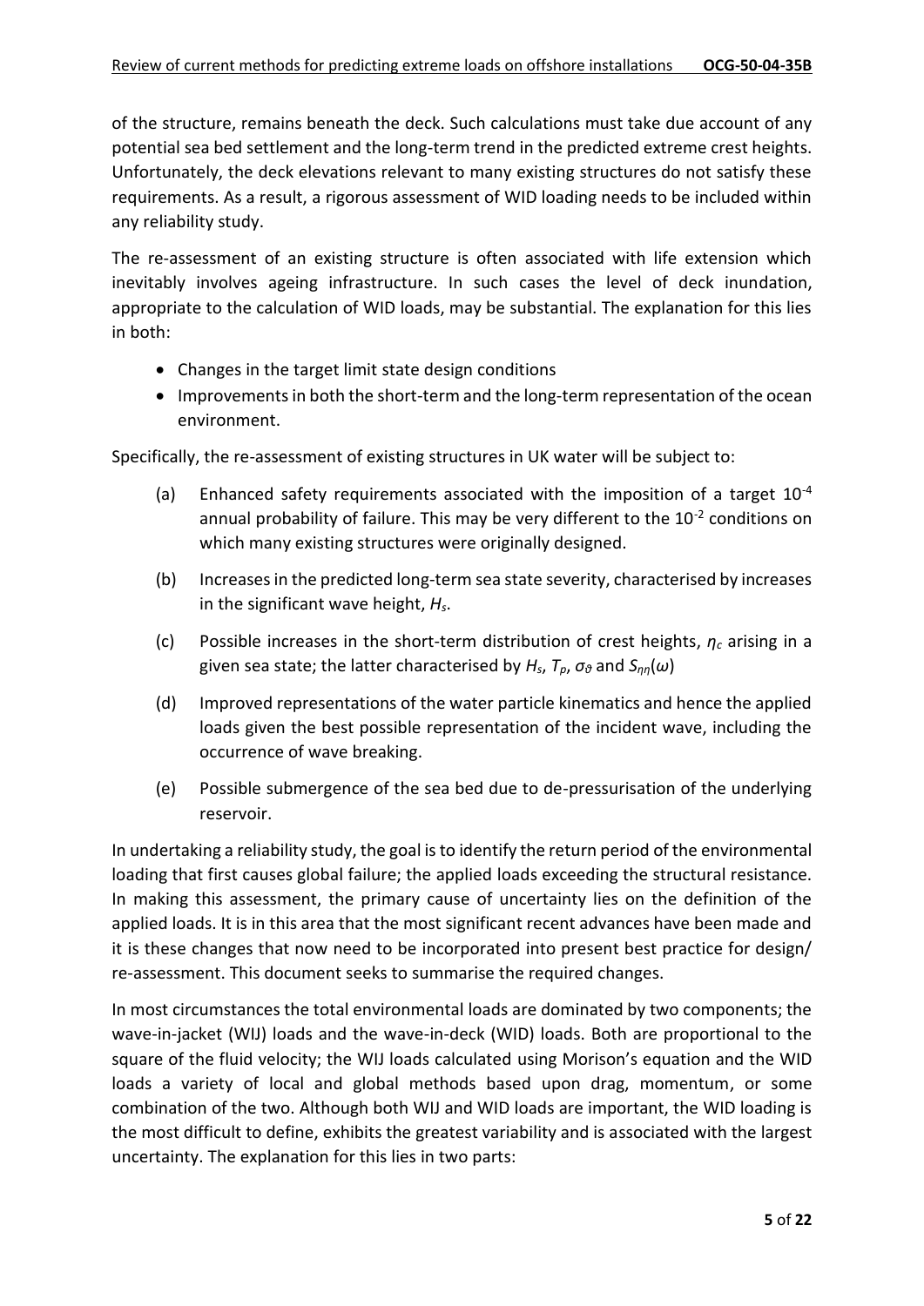of the structure, remains beneath the deck. Such calculations must take due account of any potential sea bed settlement and the long-term trend in the predicted extreme crest heights. Unfortunately, the deck elevations relevant to many existing structures do not satisfy these requirements. As a result, a rigorous assessment of WID loading needs to be included within any reliability study.

The re-assessment of an existing structure is often associated with life extension which inevitably involves ageing infrastructure. In such cases the level of deck inundation, appropriate to the calculation of WID loads, may be substantial. The explanation for this lies in both:

- Changes in the target limit state design conditions
- Improvements in both the short-term and the long-term representation of the ocean environment.

Specifically, the re-assessment of existing structures in UK water will be subject to:

(a) Enhanced safety requirements associated with the imposition of a target $10^{-4}$ annual probability of failure. This may be very different to the $10^{-2}$ conditions on which many existing structures were originally designed.

(b) Increases in the predicted long-term sea state severity, characterised by increases in the significant wave height, $H_s$.

(c) Possible increases in the short-term distribution of crest heights, $\eta_c$ arising in a given sea state; the latter characterised by $H_s$, $T_p$, $\sigma_\vartheta$ and $S_{\eta\eta}(\omega)$

(d) Improved representations of the water particle kinematics and hence the applied loads given the best possible representation of the incident wave, including the occurrence of wave breaking.

(e) Possible submergence of the sea bed due to de-pressurisation of the underlying reservoir.

In undertaking a reliability study, the goal is to identify the return period of the environmental loading that first causes global failure; the applied loads exceeding the structural resistance. In making this assessment, the primary cause of uncertainty lies on the definition of the applied loads. It is in this area that the most significant recent advances have been made and it is these changes that now need to be incorporated into present best practice for design/ re-assessment. This document seeks to summarise the required changes.

In most circumstances the total environmental loads are dominated by two components; the wave-in-jacket (WIJ) loads and the wave-in-deck (WID) loads. Both are proportional to the square of the fluid velocity; the WIJ loads calculated using Morison's equation and the WID loads a variety of local and global methods based upon drag, momentum, or some combination of the two. Although both WIJ and WID loads are important, the WID loading is the most difficult to define, exhibits the greatest variability and is associated with the largest uncertainty. The explanation for this lies in two parts: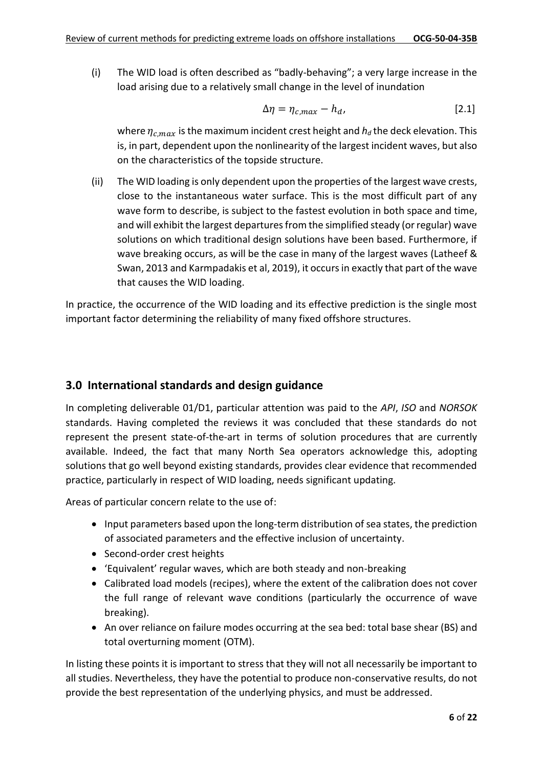(i) The WID load is often described as "badly-behaving"; a very large increase in the load arising due to a relatively small change in the level of inundation

$$\Delta\eta = \eta_{c,max} - h_d, \quad [2.1]$$

where $\eta_{c,max}$ is the maximum incident crest height and $h_d$ the deck elevation. This is, in part, dependent upon the nonlinearity of the largest incident waves, but also on the characteristics of the topside structure.

(ii) The WID loading is only dependent upon the properties of the largest wave crests, close to the instantaneous water surface. This is the most difficult part of any wave form to describe, is subject to the fastest evolution in both space and time, and will exhibit the largest departures from the simplified steady (or regular) wave solutions on which traditional design solutions have been based. Furthermore, if wave breaking occurs, as will be the case in many of the largest waves (Latheef & Swan, 2013 and Karmpadakis et al, 2019), it occurs in exactly that part of the wave that causes the WID loading.

In practice, the occurrence of the WID loading and its effective prediction is the single most important factor determining the reliability of many fixed offshore structures.

## 3.0 International standards and design guidance

In completing deliverable 01/D1, particular attention was paid to the *API*, *ISO* and *NORSOK* standards. Having completed the reviews it was concluded that these standards do not represent the present state-of-the-art in terms of solution procedures that are currently available. Indeed, the fact that many North Sea operators acknowledge this, adopting solutions that go well beyond existing standards, provides clear evidence that recommended practice, particularly in respect of WID loading, needs significant updating.

Areas of particular concern relate to the use of:

- Input parameters based upon the long-term distribution of sea states, the prediction of associated parameters and the effective inclusion of uncertainty.
- Second-order crest heights
- 'Equivalent' regular waves, which are both steady and non-breaking
- Calibrated load models (recipes), where the extent of the calibration does not cover the full range of relevant wave conditions (particularly the occurrence of wave breaking).
- An over reliance on failure modes occurring at the sea bed: total base shear (BS) and total overturning moment (OTM).

In listing these points it is important to stress that they will not all necessarily be important to all studies. Nevertheless, they have the potential to produce non-conservative results, do not provide the best representation of the underlying physics, and must be addressed.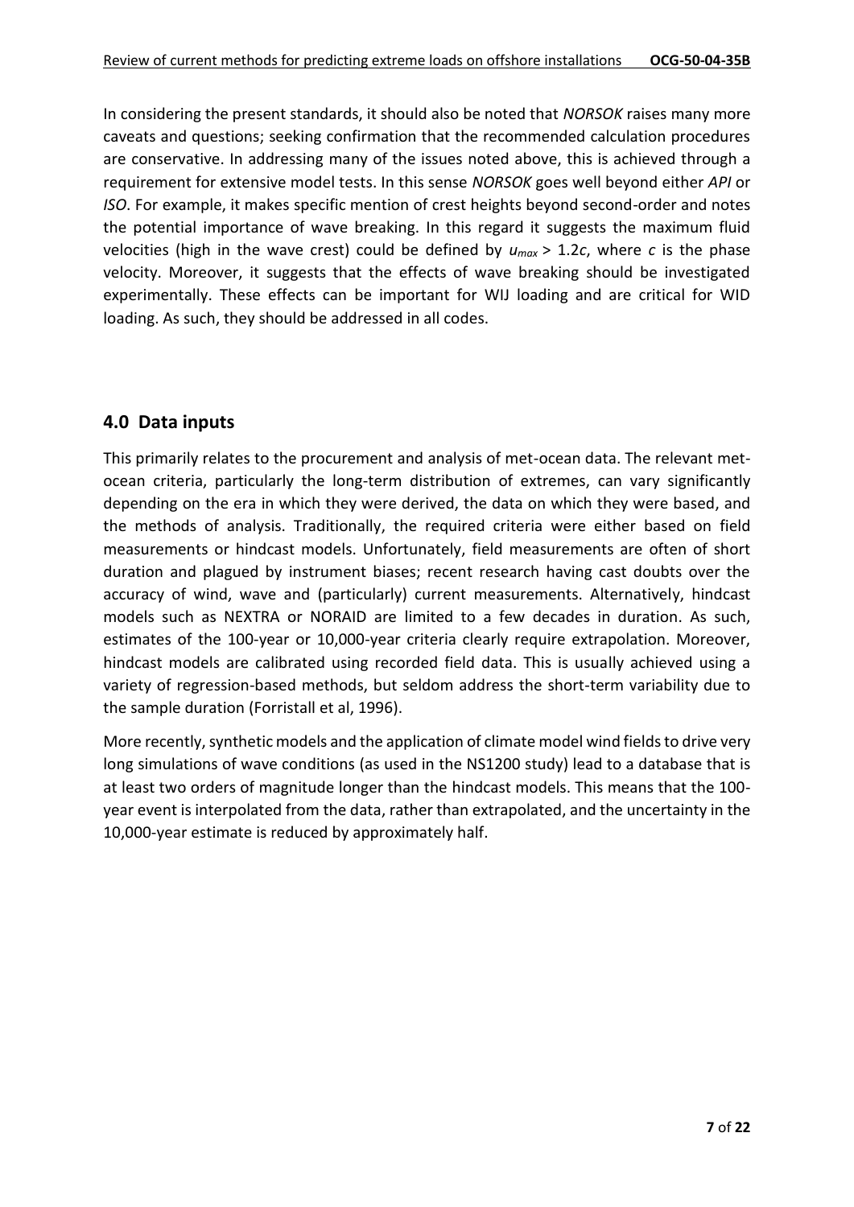In considering the present standards, it should also be noted that *NORSOK* raises many more caveats and questions; seeking confirmation that the recommended calculation procedures are conservative. In addressing many of the issues noted above, this is achieved through a requirement for extensive model tests. In this sense *NORSOK* goes well beyond either *API* or *ISO*. For example, it makes specific mention of crest heights beyond second-order and notes the potential importance of wave breaking. In this regard it suggests the maximum fluid velocities (high in the wave crest) could be defined by $u_{max} > 1.2c$, where $c$ is the phase velocity. Moreover, it suggests that the effects of wave breaking should be investigated experimentally. These effects can be important for WIJ loading and are critical for WID loading. As such, they should be addressed in all codes.

## 4.0 Data inputs

This primarily relates to the procurement and analysis of met-ocean data. The relevant met-ocean criteria, particularly the long-term distribution of extremes, can vary significantly depending on the era in which they were derived, the data on which they were based, and the methods of analysis. Traditionally, the required criteria were either based on field measurements or hindcast models. Unfortunately, field measurements are often of short duration and plagued by instrument biases; recent research having cast doubts over the accuracy of wind, wave and (particularly) current measurements. Alternatively, hindcast models such as NEXTRA or NORAID are limited to a few decades in duration. As such, estimates of the 100-year or 10,000-year criteria clearly require extrapolation. Moreover, hindcast models are calibrated using recorded field data. This is usually achieved using a variety of regression-based methods, but seldom address the short-term variability due to the sample duration (Forristall et al, 1996).

More recently, synthetic models and the application of climate model wind fields to drive very long simulations of wave conditions (as used in the NS1200 study) lead to a database that is at least two orders of magnitude longer than the hindcast models. This means that the 100-year event is interpolated from the data, rather than extrapolated, and the uncertainty in the 10,000-year estimate is reduced by approximately half.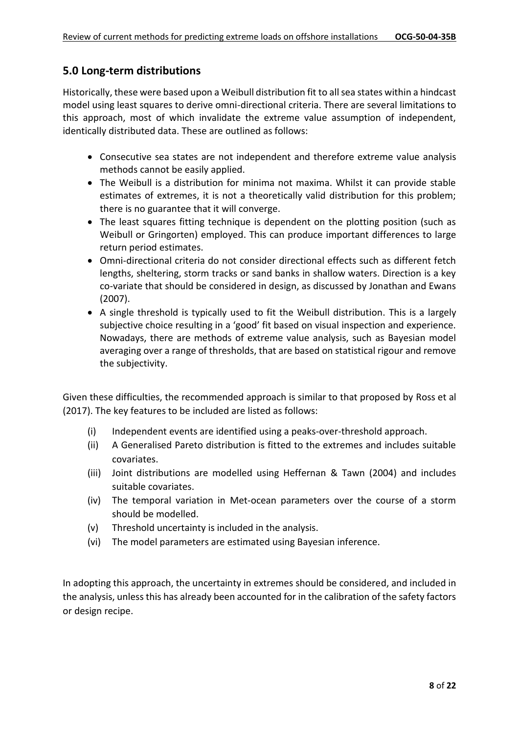## 5.0 Long-term distributions

Historically, these were based upon a Weibull distribution fit to all sea states within a hindcast model using least squares to derive omni-directional criteria. There are several limitations to this approach, most of which invalidate the extreme value assumption of independent, identically distributed data. These are outlined as follows:

- Consecutive sea states are not independent and therefore extreme value analysis methods cannot be easily applied.
- The Weibull is a distribution for minima not maxima. Whilst it can provide stable estimates of extremes, it is not a theoretically valid distribution for this problem; there is no guarantee that it will converge.
- The least squares fitting technique is dependent on the plotting position (such as Weibull or Gringorten) employed. This can produce important differences to large return period estimates.
- Omni-directional criteria do not consider directional effects such as different fetch lengths, sheltering, storm tracks or sand banks in shallow waters. Direction is a key co-variate that should be considered in design, as discussed by Jonathan and Ewans (2007).
- A single threshold is typically used to fit the Weibull distribution. This is a largely subjective choice resulting in a 'good' fit based on visual inspection and experience. Nowadays, there are methods of extreme value analysis, such as Bayesian model averaging over a range of thresholds, that are based on statistical rigour and remove the subjectivity.

Given these difficulties, the recommended approach is similar to that proposed by Ross et al (2017). The key features to be included are listed as follows:

(i) Independent events are identified using a peaks-over-threshold approach.
(ii) A Generalised Pareto distribution is fitted to the extremes and includes suitable covariates.
(iii) Joint distributions are modelled using Heffernan & Tawn (2004) and includes suitable covariates.
(iv) The temporal variation in Met-ocean parameters over the course of a storm should be modelled.
(v) Threshold uncertainty is included in the analysis.
(vi) The model parameters are estimated using Bayesian inference.

In adopting this approach, the uncertainty in extremes should be considered, and included in the analysis, unless this has already been accounted for in the calibration of the safety factors or design recipe.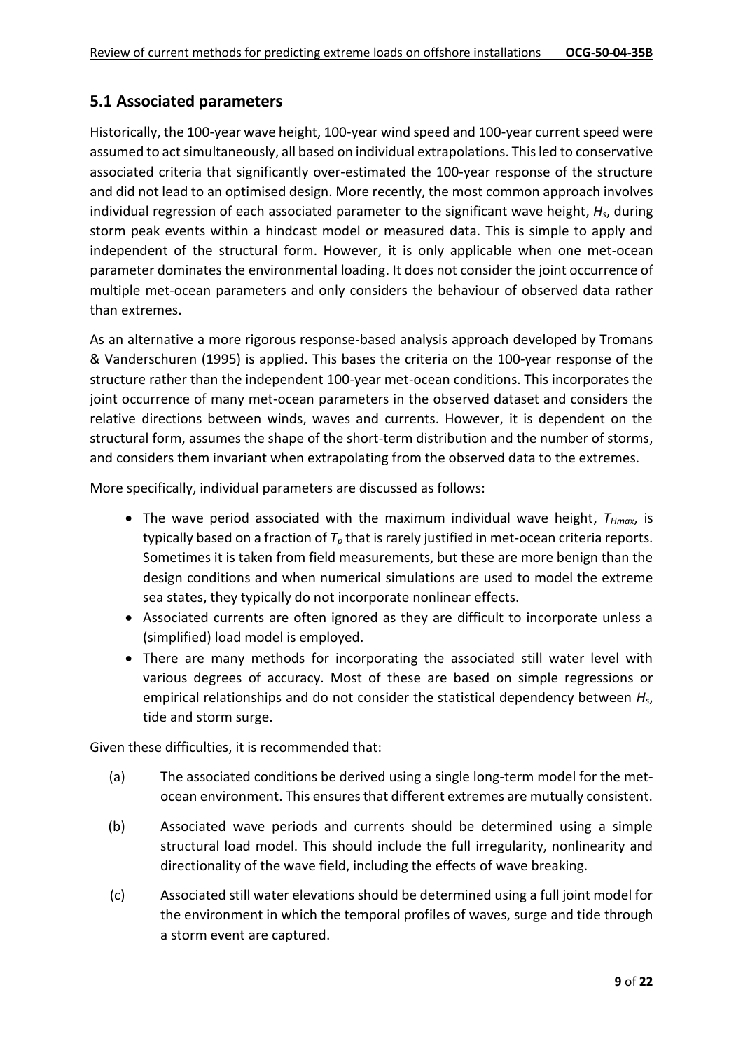## 5.1 Associated parameters

Historically, the 100-year wave height, 100-year wind speed and 100-year current speed were assumed to act simultaneously, all based on individual extrapolations. This led to conservative associated criteria that significantly over-estimated the 100-year response of the structure and did not lead to an optimised design. More recently, the most common approach involves individual regression of each associated parameter to the significant wave height, $H_s$, during storm peak events within a hindcast model or measured data. This is simple to apply and independent of the structural form. However, it is only applicable when one met-ocean parameter dominates the environmental loading. It does not consider the joint occurrence of multiple met-ocean parameters and only considers the behaviour of observed data rather than extremes.

As an alternative a more rigorous response-based analysis approach developed by Tromans & Vanderschuren (1995) is applied. This bases the criteria on the 100-year response of the structure rather than the independent 100-year met-ocean conditions. This incorporates the joint occurrence of many met-ocean parameters in the observed dataset and considers the relative directions between winds, waves and currents. However, it is dependent on the structural form, assumes the shape of the short-term distribution and the number of storms, and considers them invariant when extrapolating from the observed data to the extremes.

More specifically, individual parameters are discussed as follows:

- The wave period associated with the maximum individual wave height, $T_{Hmax}$, is typically based on a fraction of $T_p$ that is rarely justified in met-ocean criteria reports. Sometimes it is taken from field measurements, but these are more benign than the design conditions and when numerical simulations are used to model the extreme sea states, they typically do not incorporate nonlinear effects.
- Associated currents are often ignored as they are difficult to incorporate unless a (simplified) load model is employed.
- There are many methods for incorporating the associated still water level with various degrees of accuracy. Most of these are based on simple regressions or empirical relationships and do not consider the statistical dependency between $H_s$, tide and storm surge.

Given these difficulties, it is recommended that:

(a) The associated conditions be derived using a single long-term model for the met-ocean environment. This ensures that different extremes are mutually consistent.

(b) Associated wave periods and currents should be determined using a simple structural load model. This should include the full irregularity, nonlinearity and directionality of the wave field, including the effects of wave breaking.

(c) Associated still water elevations should be determined using a full joint model for the environment in which the temporal profiles of waves, surge and tide through a storm event are captured.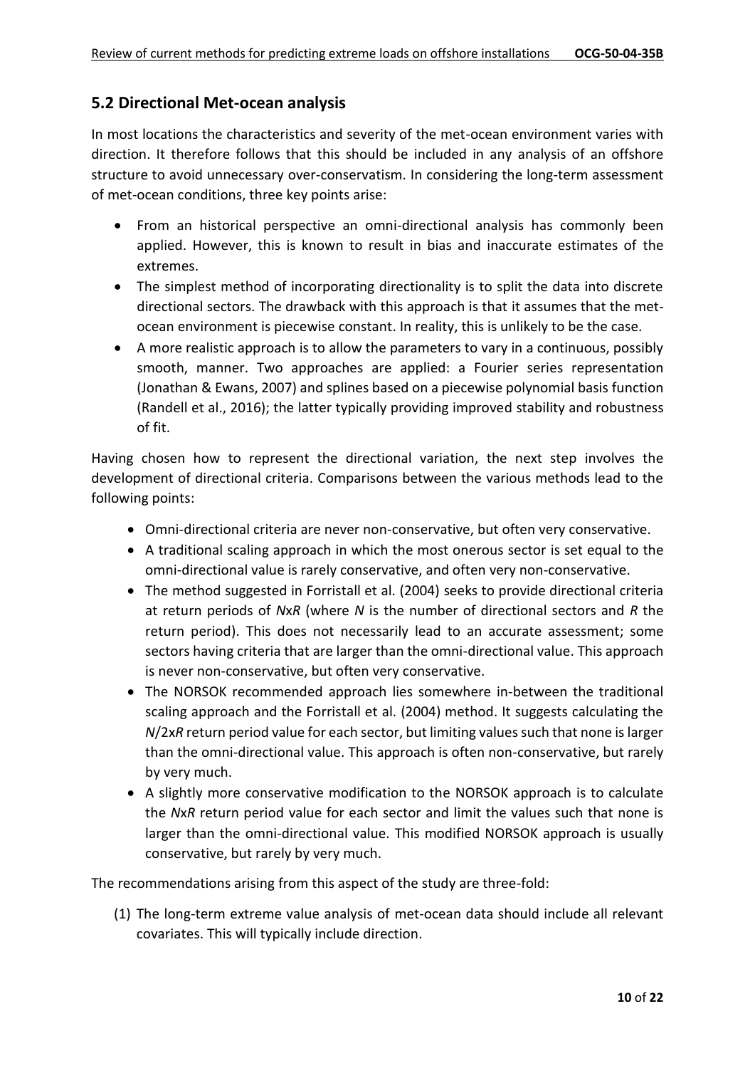## 5.2 Directional Met-ocean analysis

In most locations the characteristics and severity of the met-ocean environment varies with direction. It therefore follows that this should be included in any analysis of an offshore structure to avoid unnecessary over-conservatism. In considering the long-term assessment of met-ocean conditions, three key points arise:

- From an historical perspective an omni-directional analysis has commonly been applied. However, this is known to result in bias and inaccurate estimates of the extremes.
- The simplest method of incorporating directionality is to split the data into discrete directional sectors. The drawback with this approach is that it assumes that the met-ocean environment is piecewise constant. In reality, this is unlikely to be the case.
- A more realistic approach is to allow the parameters to vary in a continuous, possibly smooth, manner. Two approaches are applied: a Fourier series representation (Jonathan & Ewans, 2007) and splines based on a piecewise polynomial basis function (Randell et al., 2016); the latter typically providing improved stability and robustness of fit.

Having chosen how to represent the directional variation, the next step involves the development of directional criteria. Comparisons between the various methods lead to the following points:

- Omni-directional criteria are never non-conservative, but often very conservative.
- A traditional scaling approach in which the most onerous sector is set equal to the omni-directional value is rarely conservative, and often very non-conservative.
- The method suggested in Forristall et al. (2004) seeks to provide directional criteria at return periods of *N*x*R* (where *N* is the number of directional sectors and *R* the return period). This does not necessarily lead to an accurate assessment; some sectors having criteria that are larger than the omni-directional value. This approach is never non-conservative, but often very conservative.
- The NORSOK recommended approach lies somewhere in-between the traditional scaling approach and the Forristall et al. (2004) method. It suggests calculating the *N*/2x*R* return period value for each sector, but limiting values such that none is larger than the omni-directional value. This approach is often non-conservative, but rarely by very much.
- A slightly more conservative modification to the NORSOK approach is to calculate the *N*x*R* return period value for each sector and limit the values such that none is larger than the omni-directional value. This modified NORSOK approach is usually conservative, but rarely by very much.

The recommendations arising from this aspect of the study are three-fold:

(1) The long-term extreme value analysis of met-ocean data should include all relevant covariates. This will typically include direction.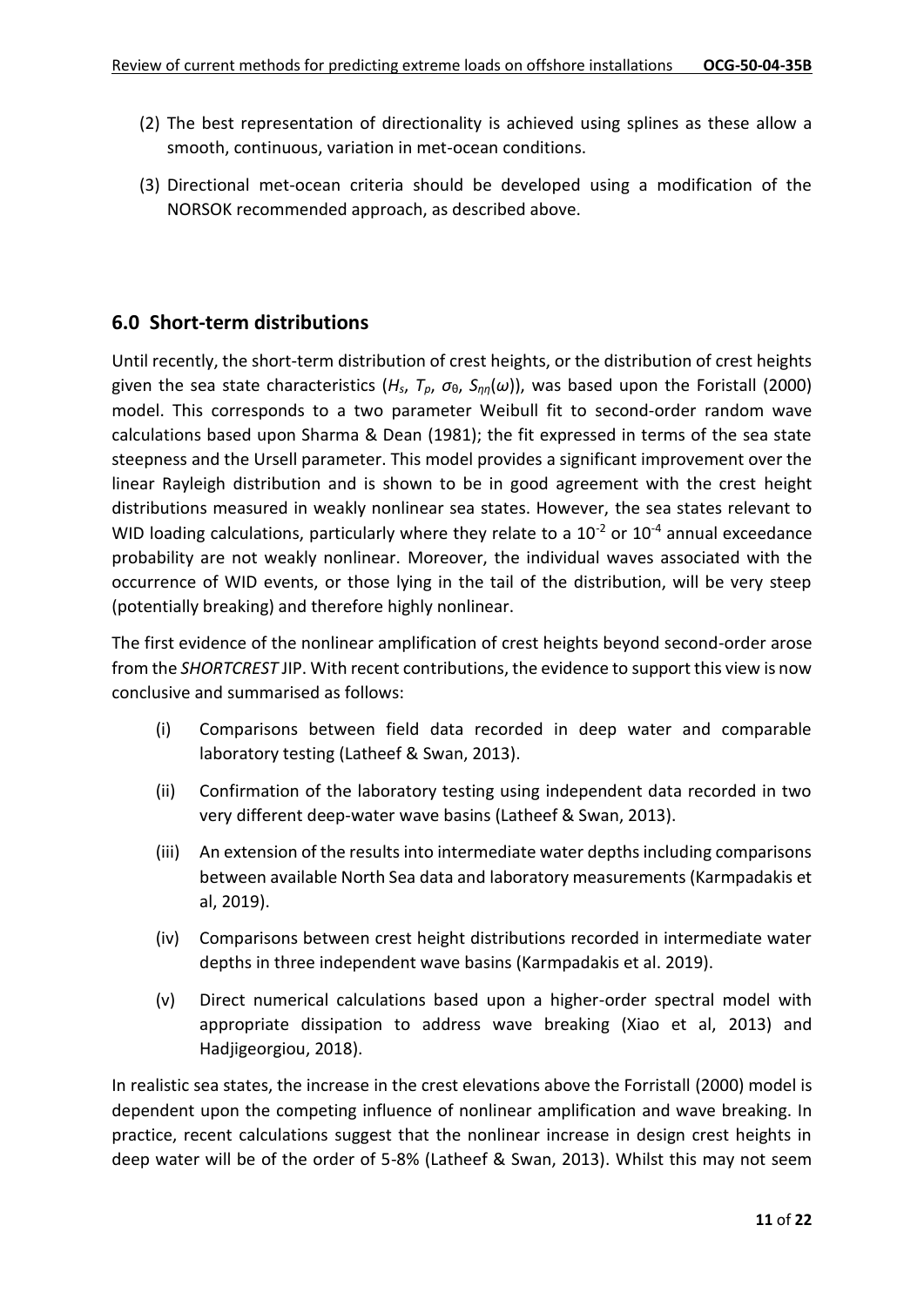(2) The best representation of directionality is achieved using splines as these allow a smooth, continuous, variation in met-ocean conditions.

(3) Directional met-ocean criteria should be developed using a modification of the NORSOK recommended approach, as described above.

## 6.0 Short-term distributions

Until recently, the short-term distribution of crest heights, or the distribution of crest heights given the sea state characteristics ($H_s$, $T_p$, $\sigma_\theta$, $S_{\eta\eta}(\omega)$), was based upon the Foristall (2000) model. This corresponds to a two parameter Weibull fit to second-order random wave calculations based upon Sharma & Dean (1981); the fit expressed in terms of the sea state steepness and the Ursell parameter. This model provides a significant improvement over the linear Rayleigh distribution and is shown to be in good agreement with the crest height distributions measured in weakly nonlinear sea states. However, the sea states relevant to WID loading calculations, particularly where they relate to a $10^{-2}$ or $10^{-4}$ annual exceedance probability are not weakly nonlinear. Moreover, the individual waves associated with the occurrence of WID events, or those lying in the tail of the distribution, will be very steep (potentially breaking) and therefore highly nonlinear.

The first evidence of the nonlinear amplification of crest heights beyond second-order arose from the *SHORTCREST* JIP. With recent contributions, the evidence to support this view is now conclusive and summarised as follows:

(i) Comparisons between field data recorded in deep water and comparable laboratory testing (Latheef & Swan, 2013).

(ii) Confirmation of the laboratory testing using independent data recorded in two very different deep-water wave basins (Latheef & Swan, 2013).

(iii) An extension of the results into intermediate water depths including comparisons between available North Sea data and laboratory measurements (Karmpadakis et al, 2019).

(iv) Comparisons between crest height distributions recorded in intermediate water depths in three independent wave basins (Karmpadakis et al. 2019).

(v) Direct numerical calculations based upon a higher-order spectral model with appropriate dissipation to address wave breaking (Xiao et al, 2013) and Hadjigeorgiou, 2018).

In realistic sea states, the increase in the crest elevations above the Forristall (2000) model is dependent upon the competing influence of nonlinear amplification and wave breaking. In practice, recent calculations suggest that the nonlinear increase in design crest heights in deep water will be of the order of 5-8% (Latheef & Swan, 2013). Whilst this may not seem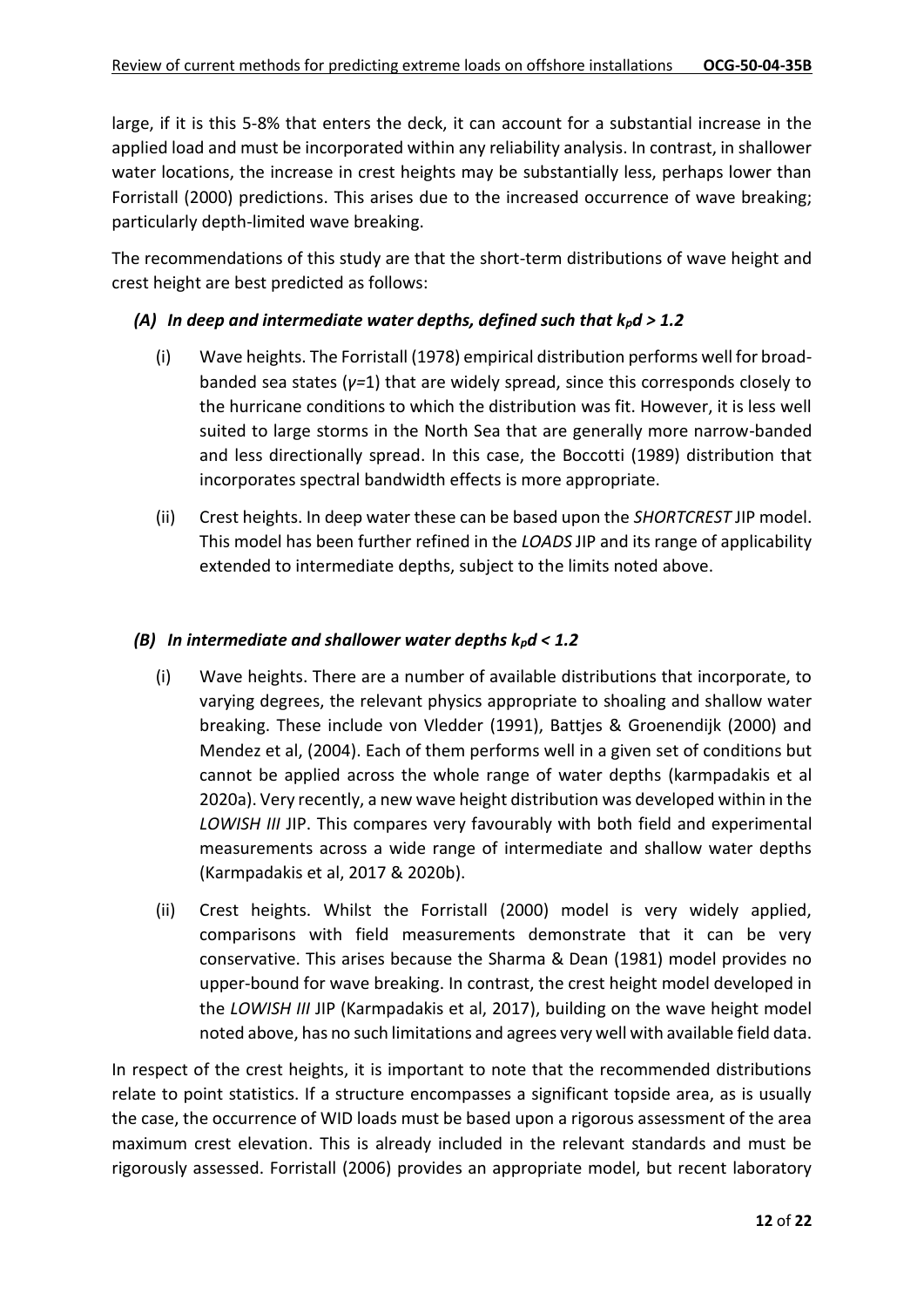large, if it is this 5-8% that enters the deck, it can account for a substantial increase in the applied load and must be incorporated within any reliability analysis. In contrast, in shallower water locations, the increase in crest heights may be substantially less, perhaps lower than Forristall (2000) predictions. This arises due to the increased occurrence of wave breaking; particularly depth-limited wave breaking.

The recommendations of this study are that the short-term distributions of wave height and crest height are best predicted as follows:

### *(A) In deep and intermediate water depths, defined such that $k_p d > 1.2$*

(i) Wave heights. The Forristall (1978) empirical distribution performs well for broad-banded sea states ($\gamma$=1) that are widely spread, since this corresponds closely to the hurricane conditions to which the distribution was fit. However, it is less well suited to large storms in the North Sea that are generally more narrow-banded and less directionally spread. In this case, the Boccotti (1989) distribution that incorporates spectral bandwidth effects is more appropriate.

(ii) Crest heights. In deep water these can be based upon the *SHORTCREST* JIP model. This model has been further refined in the *LOADS* JIP and its range of applicability extended to intermediate depths, subject to the limits noted above.

### *(B) In intermediate and shallower water depths $k_p d < 1.2$*

(i) Wave heights. There are a number of available distributions that incorporate, to varying degrees, the relevant physics appropriate to shoaling and shallow water breaking. These include von Vledder (1991), Battjes & Groenendijk (2000) and Mendez et al, (2004). Each of them performs well in a given set of conditions but cannot be applied across the whole range of water depths (karmpadakis et al 2020a). Very recently, a new wave height distribution was developed within in the *LOWISH III* JIP. This compares very favourably with both field and experimental measurements across a wide range of intermediate and shallow water depths (Karmpadakis et al, 2017 & 2020b).

(ii) Crest heights. Whilst the Forristall (2000) model is very widely applied, comparisons with field measurements demonstrate that it can be very conservative. This arises because the Sharma & Dean (1981) model provides no upper-bound for wave breaking. In contrast, the crest height model developed in the *LOWISH III* JIP (Karmpadakis et al, 2017), building on the wave height model noted above, has no such limitations and agrees very well with available field data.

In respect of the crest heights, it is important to note that the recommended distributions relate to point statistics. If a structure encompasses a significant topside area, as is usually the case, the occurrence of WID loads must be based upon a rigorous assessment of the area maximum crest elevation. This is already included in the relevant standards and must be rigorously assessed. Forristall (2006) provides an appropriate model, but recent laboratory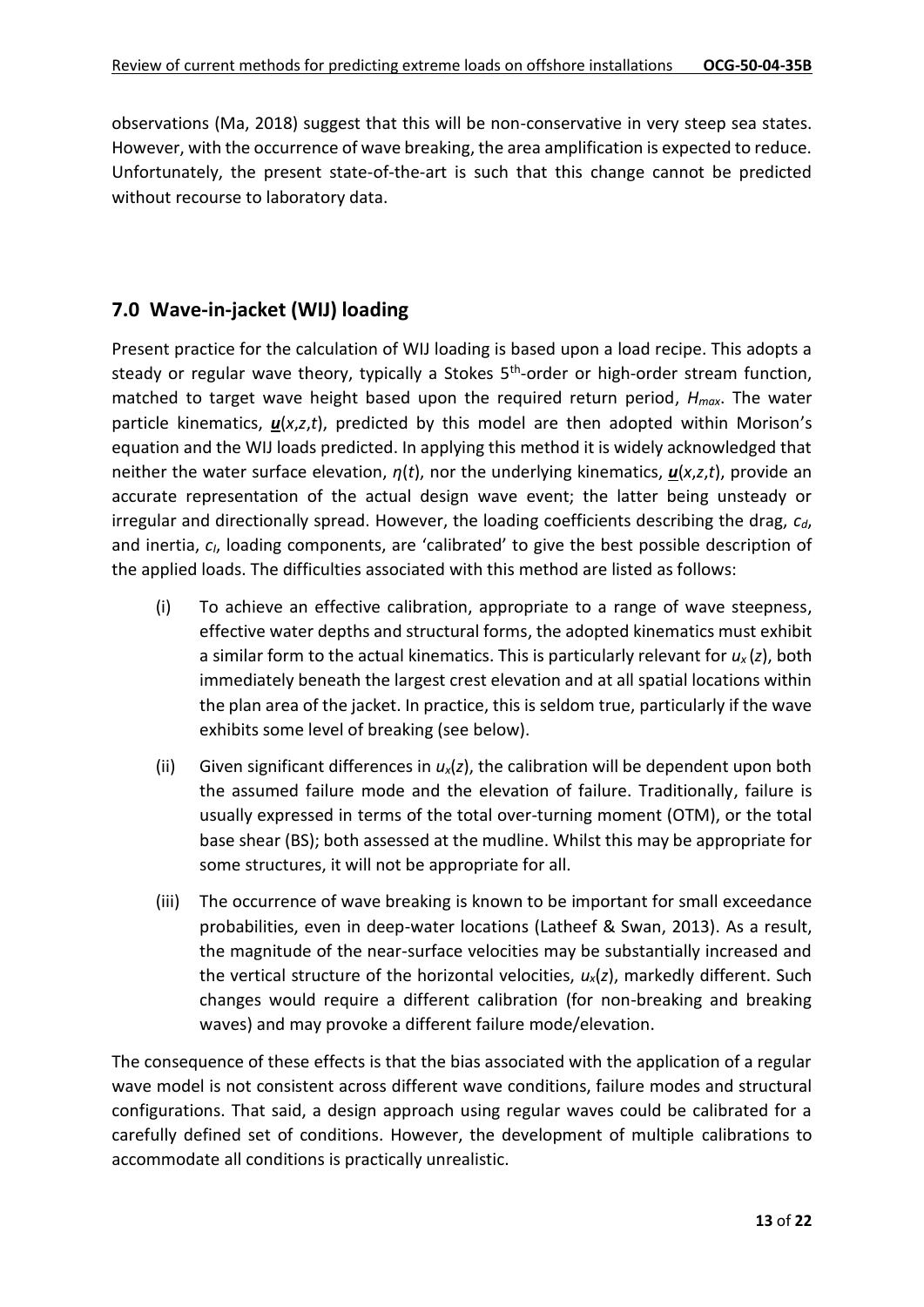observations (Ma, 2018) suggest that this will be non-conservative in very steep sea states. However, with the occurrence of wave breaking, the area amplification is expected to reduce. Unfortunately, the present state-of-the-art is such that this change cannot be predicted without recourse to laboratory data.

## 7.0 Wave-in-jacket (WIJ) loading

Present practice for the calculation of WIJ loading is based upon a load recipe. This adopts a steady or regular wave theory, typically a Stokes 5[th]-order or high-order stream function, matched to target wave height based upon the required return period, $H_{max}$. The water particle kinematics, $\underline{\boldsymbol{u}}(x,z,t)$, predicted by this model are then adopted within Morison's equation and the WIJ loads predicted. In applying this method it is widely acknowledged that neither the water surface elevation, $\eta(t)$, nor the underlying kinematics, $\underline{\boldsymbol{u}}(x,z,t)$, provide an accurate representation of the actual design wave event; the latter being unsteady or irregular and directionally spread. However, the loading coefficients describing the drag, $c_d$, and inertia, $c_I$, loading components, are 'calibrated' to give the best possible description of the applied loads. The difficulties associated with this method are listed as follows:

(i) To achieve an effective calibration, appropriate to a range of wave steepness, effective water depths and structural forms, the adopted kinematics must exhibit a similar form to the actual kinematics. This is particularly relevant for $u_x(z)$, both immediately beneath the largest crest elevation and at all spatial locations within the plan area of the jacket. In practice, this is seldom true, particularly if the wave exhibits some level of breaking (see below).

(ii) Given significant differences in $u_x(z)$, the calibration will be dependent upon both the assumed failure mode and the elevation of failure. Traditionally, failure is usually expressed in terms of the total over-turning moment (OTM), or the total base shear (BS); both assessed at the mudline. Whilst this may be appropriate for some structures, it will not be appropriate for all.

(iii) The occurrence of wave breaking is known to be important for small exceedance probabilities, even in deep-water locations (Latheef & Swan, 2013). As a result, the magnitude of the near-surface velocities may be substantially increased and the vertical structure of the horizontal velocities, $u_x(z)$, markedly different. Such changes would require a different calibration (for non-breaking and breaking waves) and may provoke a different failure mode/elevation.

The consequence of these effects is that the bias associated with the application of a regular wave model is not consistent across different wave conditions, failure modes and structural configurations. That said, a design approach using regular waves could be calibrated for a carefully defined set of conditions. However, the development of multiple calibrations to accommodate all conditions is practically unrealistic.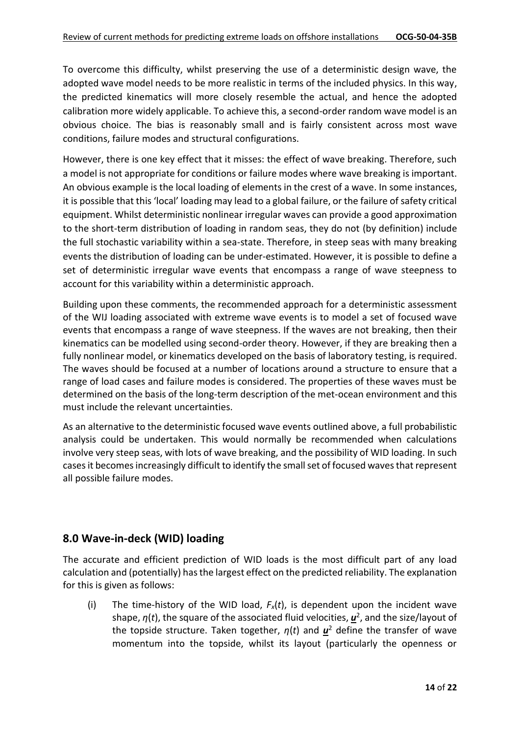To overcome this difficulty, whilst preserving the use of a deterministic design wave, the adopted wave model needs to be more realistic in terms of the included physics. In this way, the predicted kinematics will more closely resemble the actual, and hence the adopted calibration more widely applicable. To achieve this, a second-order random wave model is an obvious choice. The bias is reasonably small and is fairly consistent across most wave conditions, failure modes and structural configurations.

However, there is one key effect that it misses: the effect of wave breaking. Therefore, such a model is not appropriate for conditions or failure modes where wave breaking is important. An obvious example is the local loading of elements in the crest of a wave. In some instances, it is possible that this 'local' loading may lead to a global failure, or the failure of safety critical equipment. Whilst deterministic nonlinear irregular waves can provide a good approximation to the short-term distribution of loading in random seas, they do not (by definition) include the full stochastic variability within a sea-state. Therefore, in steep seas with many breaking events the distribution of loading can be under-estimated. However, it is possible to define a set of deterministic irregular wave events that encompass a range of wave steepness to account for this variability within a deterministic approach.

Building upon these comments, the recommended approach for a deterministic assessment of the WIJ loading associated with extreme wave events is to model a set of focused wave events that encompass a range of wave steepness. If the waves are not breaking, then their kinematics can be modelled using second-order theory. However, if they are breaking then a fully nonlinear model, or kinematics developed on the basis of laboratory testing, is required. The waves should be focused at a number of locations around a structure to ensure that a range of load cases and failure modes is considered. The properties of these waves must be determined on the basis of the long-term description of the met-ocean environment and this must include the relevant uncertainties.

As an alternative to the deterministic focused wave events outlined above, a full probabilistic analysis could be undertaken. This would normally be recommended when calculations involve very steep seas, with lots of wave breaking, and the possibility of WID loading. In such cases it becomes increasingly difficult to identify the small set of focused waves that represent all possible failure modes.

## 8.0 Wave-in-deck (WID) loading

The accurate and efficient prediction of WID loads is the most difficult part of any load calculation and (potentially) has the largest effect on the predicted reliability. The explanation for this is given as follows:

(i) The time-history of the WID load, $F_x(t)$, is dependent upon the incident wave shape, $\eta(t)$, the square of the associated fluid velocities, $\underline{\boldsymbol{u}}^2$, and the size/layout of the topside structure. Taken together, $\eta(t)$ and $\underline{\boldsymbol{u}}^2$ define the transfer of wave momentum into the topside, whilst its layout (particularly the openness or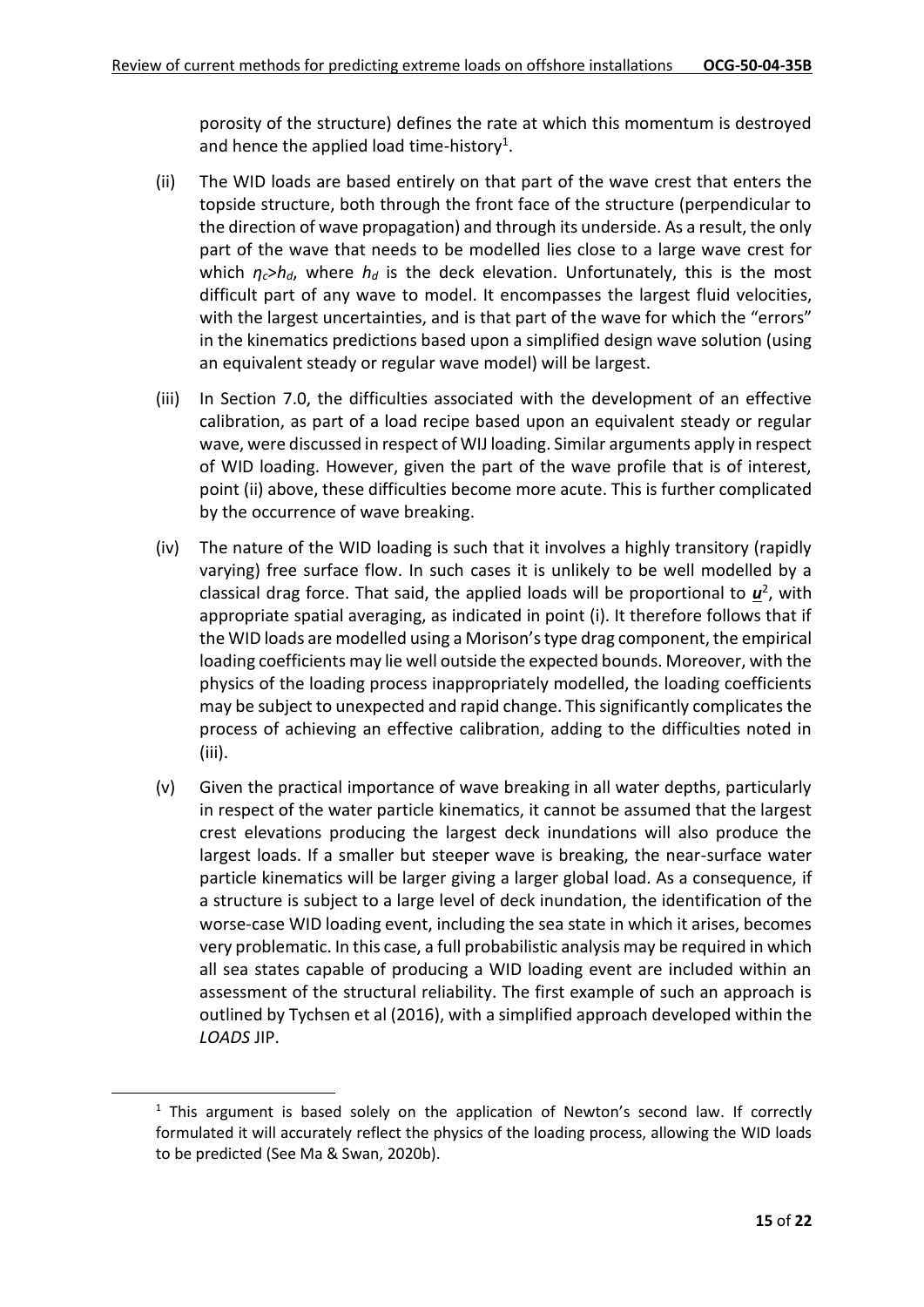porosity of the structure) defines the rate at which this momentum is destroyed and hence the applied load time-history[1].

(ii) The WID loads are based entirely on that part of the wave crest that enters the topside structure, both through the front face of the structure (perpendicular to the direction of wave propagation) and through its underside. As a result, the only part of the wave that needs to be modelled lies close to a large wave crest for which $\eta_c > h_d$, where $h_d$ is the deck elevation. Unfortunately, this is the most difficult part of any wave to model. It encompasses the largest fluid velocities, with the largest uncertainties, and is that part of the wave for which the "errors" in the kinematics predictions based upon a simplified design wave solution (using an equivalent steady or regular wave model) will be largest.

(iii) In Section 7.0, the difficulties associated with the development of an effective calibration, as part of a load recipe based upon an equivalent steady or regular wave, were discussed in respect of WIJ loading. Similar arguments apply in respect of WID loading. However, given the part of the wave profile that is of interest, point (ii) above, these difficulties become more acute. This is further complicated by the occurrence of wave breaking.

(iv) The nature of the WID loading is such that it involves a highly transitory (rapidly varying) free surface flow. In such cases it is unlikely to be well modelled by a classical drag force. That said, the applied loads will be proportional to $\underline{\boldsymbol{u}}^2$, with appropriate spatial averaging, as indicated in point (i). It therefore follows that if the WID loads are modelled using a Morison's type drag component, the empirical loading coefficients may lie well outside the expected bounds. Moreover, with the physics of the loading process inappropriately modelled, the loading coefficients may be subject to unexpected and rapid change. This significantly complicates the process of achieving an effective calibration, adding to the difficulties noted in (iii).

(v) Given the practical importance of wave breaking in all water depths, particularly in respect of the water particle kinematics, it cannot be assumed that the largest crest elevations producing the largest deck inundations will also produce the largest loads. If a smaller but steeper wave is breaking, the near-surface water particle kinematics will be larger giving a larger global load. As a consequence, if a structure is subject to a large level of deck inundation, the identification of the worse-case WID loading event, including the sea state in which it arises, becomes very problematic. In this case, a full probabilistic analysis may be required in which all sea states capable of producing a WID loading event are included within an assessment of the structural reliability. The first example of such an approach is outlined by Tychsen et al (2016), with a simplified approach developed within the *LOADS* JIP.

[1] This argument is based solely on the application of Newton's second law. If correctly formulated it will accurately reflect the physics of the loading process, allowing the WID loads to be predicted (See Ma & Swan, 2020b).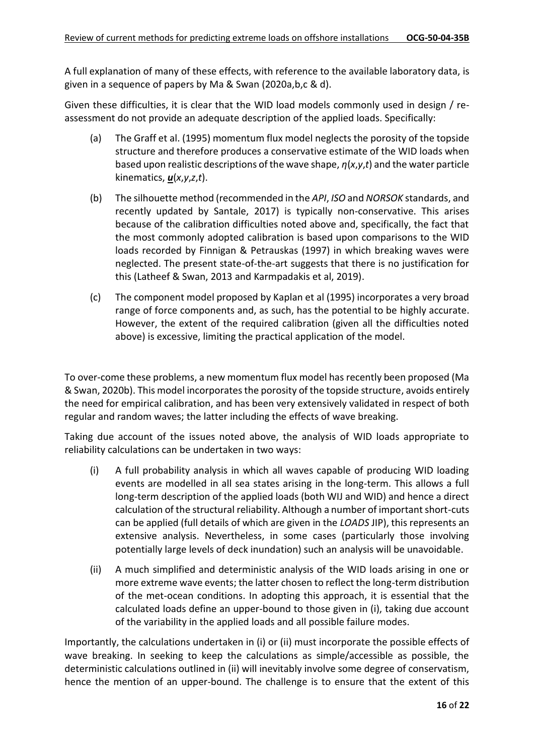A full explanation of many of these effects, with reference to the available laboratory data, is given in a sequence of papers by Ma & Swan (2020a,b,c & d).

Given these difficulties, it is clear that the WID load models commonly used in design / re-assessment do not provide an adequate description of the applied loads. Specifically:

(a) The Graff et al. (1995) momentum flux model neglects the porosity of the topside structure and therefore produces a conservative estimate of the WID loads when based upon realistic descriptions of the wave shape, $\eta(x,y,t)$ and the water particle kinematics, $\underline{\boldsymbol{u}}(x,y,z,t)$.

(b) The silhouette method (recommended in the *API*, *ISO* and *NORSOK* standards, and recently updated by Santale, 2017) is typically non-conservative. This arises because of the calibration difficulties noted above and, specifically, the fact that the most commonly adopted calibration is based upon comparisons to the WID loads recorded by Finnigan & Petrauskas (1997) in which breaking waves were neglected. The present state-of-the-art suggests that there is no justification for this (Latheef & Swan, 2013 and Karmpadakis et al, 2019).

(c) The component model proposed by Kaplan et al (1995) incorporates a very broad range of force components and, as such, has the potential to be highly accurate. However, the extent of the required calibration (given all the difficulties noted above) is excessive, limiting the practical application of the model.

To over-come these problems, a new momentum flux model has recently been proposed (Ma & Swan, 2020b). This model incorporates the porosity of the topside structure, avoids entirely the need for empirical calibration, and has been very extensively validated in respect of both regular and random waves; the latter including the effects of wave breaking.

Taking due account of the issues noted above, the analysis of WID loads appropriate to reliability calculations can be undertaken in two ways:

(i) A full probability analysis in which all waves capable of producing WID loading events are modelled in all sea states arising in the long-term. This allows a full long-term description of the applied loads (both WIJ and WID) and hence a direct calculation of the structural reliability. Although a number of important short-cuts can be applied (full details of which are given in the *LOADS* JIP), this represents an extensive analysis. Nevertheless, in some cases (particularly those involving potentially large levels of deck inundation) such an analysis will be unavoidable.

(ii) A much simplified and deterministic analysis of the WID loads arising in one or more extreme wave events; the latter chosen to reflect the long-term distribution of the met-ocean conditions. In adopting this approach, it is essential that the calculated loads define an upper-bound to those given in (i), taking due account of the variability in the applied loads and all possible failure modes.

Importantly, the calculations undertaken in (i) or (ii) must incorporate the possible effects of wave breaking. In seeking to keep the calculations as simple/accessible as possible, the deterministic calculations outlined in (ii) will inevitably involve some degree of conservatism, hence the mention of an upper-bound. The challenge is to ensure that the extent of this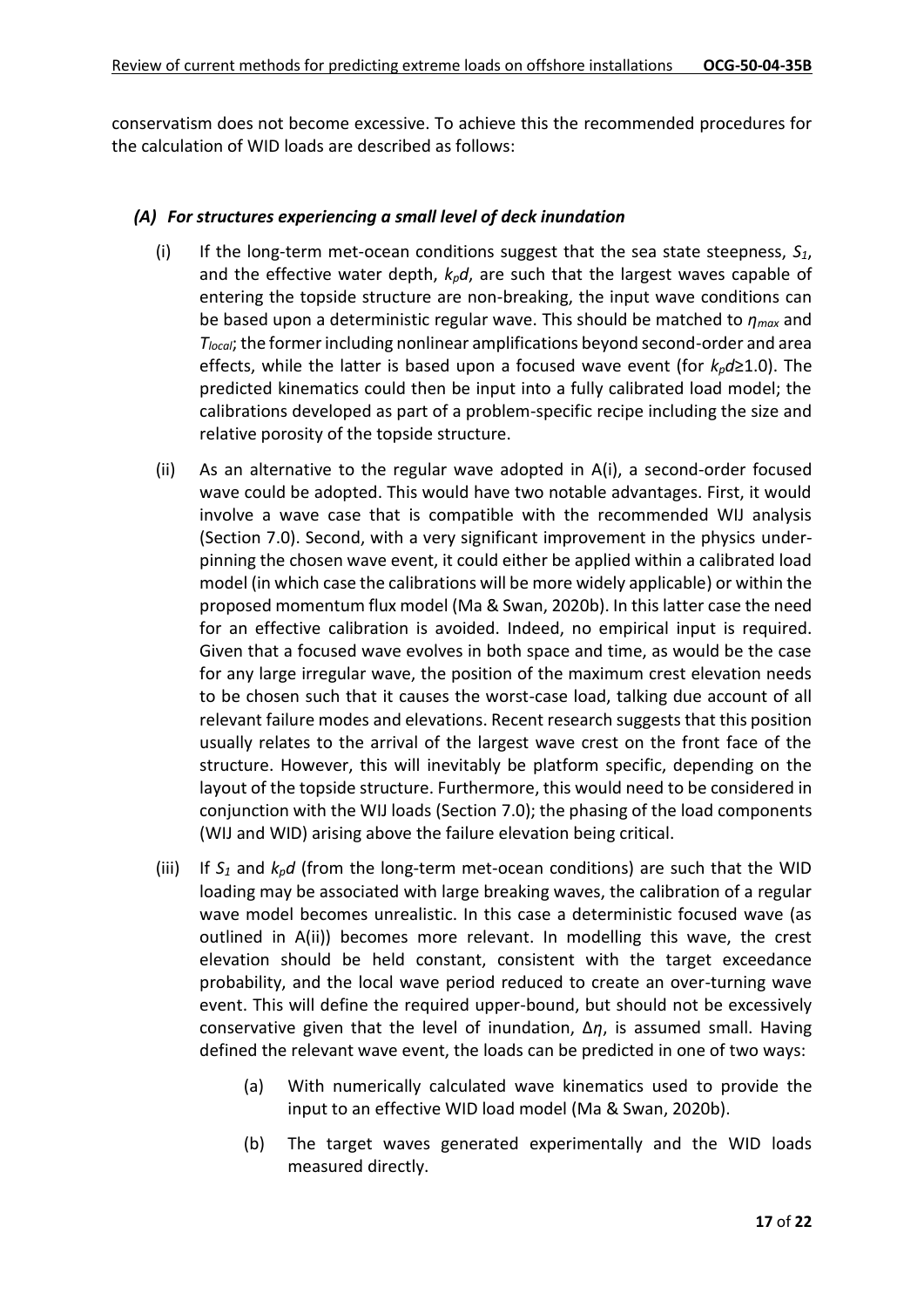conservatism does not become excessive. To achieve this the recommended procedures for the calculation of WID loads are described as follows:

### *(A) For structures experiencing a small level of deck inundation*

(i) If the long-term met-ocean conditions suggest that the sea state steepness, $S_1$, and the effective water depth, $k_pd$, are such that the largest waves capable of entering the topside structure are non-breaking, the input wave conditions can be based upon a deterministic regular wave. This should be matched to $\eta_{max}$ and $T_{local}$; the former including nonlinear amplifications beyond second-order and area effects, while the latter is based upon a focused wave event (for $k_pd \geq 1.0$). The predicted kinematics could then be input into a fully calibrated load model; the calibrations developed as part of a problem-specific recipe including the size and relative porosity of the topside structure.

(ii) As an alternative to the regular wave adopted in A(i), a second-order focused wave could be adopted. This would have two notable advantages. First, it would involve a wave case that is compatible with the recommended WIJ analysis (Section 7.0). Second, with a very significant improvement in the physics under-pinning the chosen wave event, it could either be applied within a calibrated load model (in which case the calibrations will be more widely applicable) or within the proposed momentum flux model (Ma & Swan, 2020b). In this latter case the need for an effective calibration is avoided. Indeed, no empirical input is required. Given that a focused wave evolves in both space and time, as would be the case for any large irregular wave, the position of the maximum crest elevation needs to be chosen such that it causes the worst-case load, talking due account of all relevant failure modes and elevations. Recent research suggests that this position usually relates to the arrival of the largest wave crest on the front face of the structure. However, this will inevitably be platform specific, depending on the layout of the topside structure. Furthermore, this would need to be considered in conjunction with the WIJ loads (Section 7.0); the phasing of the load components (WIJ and WID) arising above the failure elevation being critical.

(iii) If $S_1$ and $k_pd$ (from the long-term met-ocean conditions) are such that the WID loading may be associated with large breaking waves, the calibration of a regular wave model becomes unrealistic. In this case a deterministic focused wave (as outlined in A(ii)) becomes more relevant. In modelling this wave, the crest elevation should be held constant, consistent with the target exceedance probability, and the local wave period reduced to create an over-turning wave event. This will define the required upper-bound, but should not be excessively conservative given that the level of inundation, $\Delta\eta$, is assumed small. Having defined the relevant wave event, the loads can be predicted in one of two ways:

   (a) With numerically calculated wave kinematics used to provide the input to an effective WID load model (Ma & Swan, 2020b).

   (b) The target waves generated experimentally and the WID loads measured directly.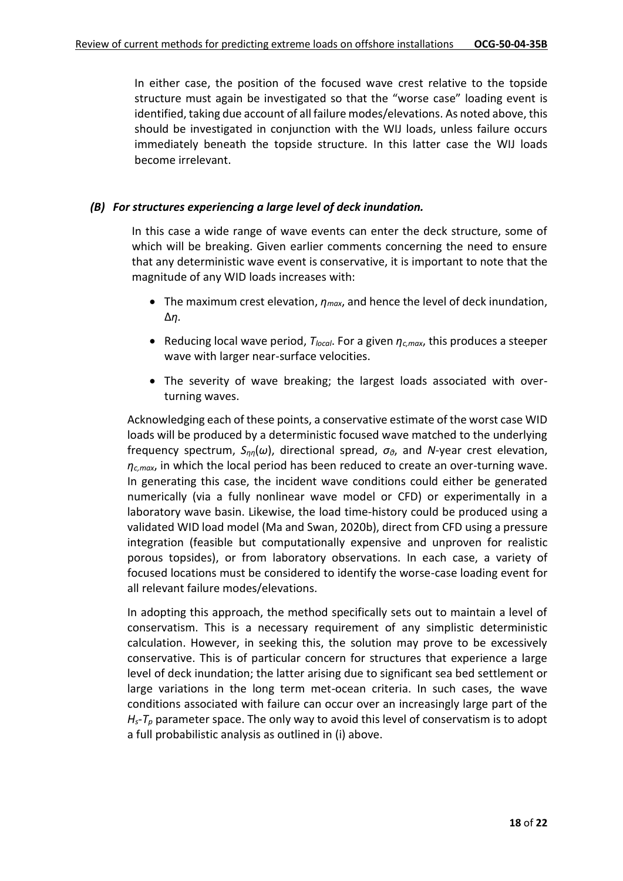In either case, the position of the focused wave crest relative to the topside structure must again be investigated so that the "worse case" loading event is identified, taking due account of all failure modes/elevations. As noted above, this should be investigated in conjunction with the WIJ loads, unless failure occurs immediately beneath the topside structure. In this latter case the WIJ loads become irrelevant.

### *(B) For structures experiencing a large level of deck inundation.*

In this case a wide range of wave events can enter the deck structure, some of which will be breaking. Given earlier comments concerning the need to ensure that any deterministic wave event is conservative, it is important to note that the magnitude of any WID loads increases with:

- The maximum crest elevation, $\eta_{max}$, and hence the level of deck inundation, $\Delta\eta$.
- Reducing local wave period, $T_{local}$. For a given $\eta_{c,max}$, this produces a steeper wave with larger near-surface velocities.
- The severity of wave breaking; the largest loads associated with over-turning waves.

Acknowledging each of these points, a conservative estimate of the worst case WID loads will be produced by a deterministic focused wave matched to the underlying frequency spectrum, $S_{\eta\eta}(\omega)$, directional spread, $\sigma_\vartheta$, and *N*-year crest elevation, $\eta_{c,max}$, in which the local period has been reduced to create an over-turning wave. In generating this case, the incident wave conditions could either be generated numerically (via a fully nonlinear wave model or CFD) or experimentally in a laboratory wave basin. Likewise, the load time-history could be produced using a validated WID load model (Ma and Swan, 2020b), direct from CFD using a pressure integration (feasible but computationally expensive and unproven for realistic porous topsides), or from laboratory observations. In each case, a variety of focused locations must be considered to identify the worse-case loading event for all relevant failure modes/elevations.

In adopting this approach, the method specifically sets out to maintain a level of conservatism. This is a necessary requirement of any simplistic deterministic calculation. However, in seeking this, the solution may prove to be excessively conservative. This is of particular concern for structures that experience a large level of deck inundation; the latter arising due to significant sea bed settlement or large variations in the long term met-ocean criteria. In such cases, the wave conditions associated with failure can occur over an increasingly large part of the $H_s$-$T_p$ parameter space. The only way to avoid this level of conservatism is to adopt a full probabilistic analysis as outlined in (i) above.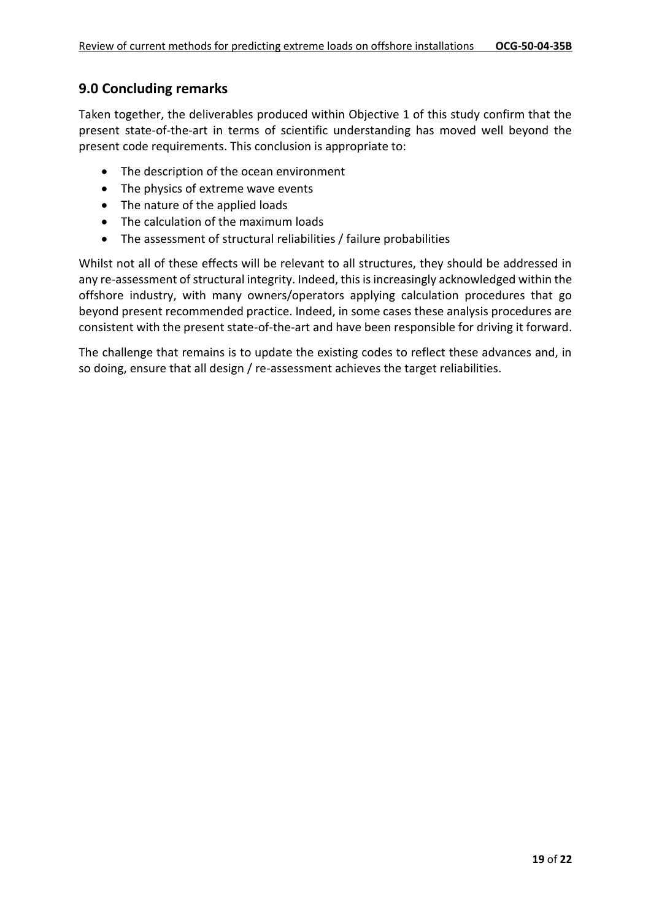## 9.0 Concluding remarks

Taken together, the deliverables produced within Objective 1 of this study confirm that the present state-of-the-art in terms of scientific understanding has moved well beyond the present code requirements. This conclusion is appropriate to:

- The description of the ocean environment
- The physics of extreme wave events
- The nature of the applied loads
- The calculation of the maximum loads
- The assessment of structural reliabilities / failure probabilities

Whilst not all of these effects will be relevant to all structures, they should be addressed in any re-assessment of structural integrity. Indeed, this is increasingly acknowledged within the offshore industry, with many owners/operators applying calculation procedures that go beyond present recommended practice. Indeed, in some cases these analysis procedures are consistent with the present state-of-the-art and have been responsible for driving it forward.

The challenge that remains is to update the existing codes to reflect these advances and, in so doing, ensure that all design / re-assessment achieves the target reliabilities.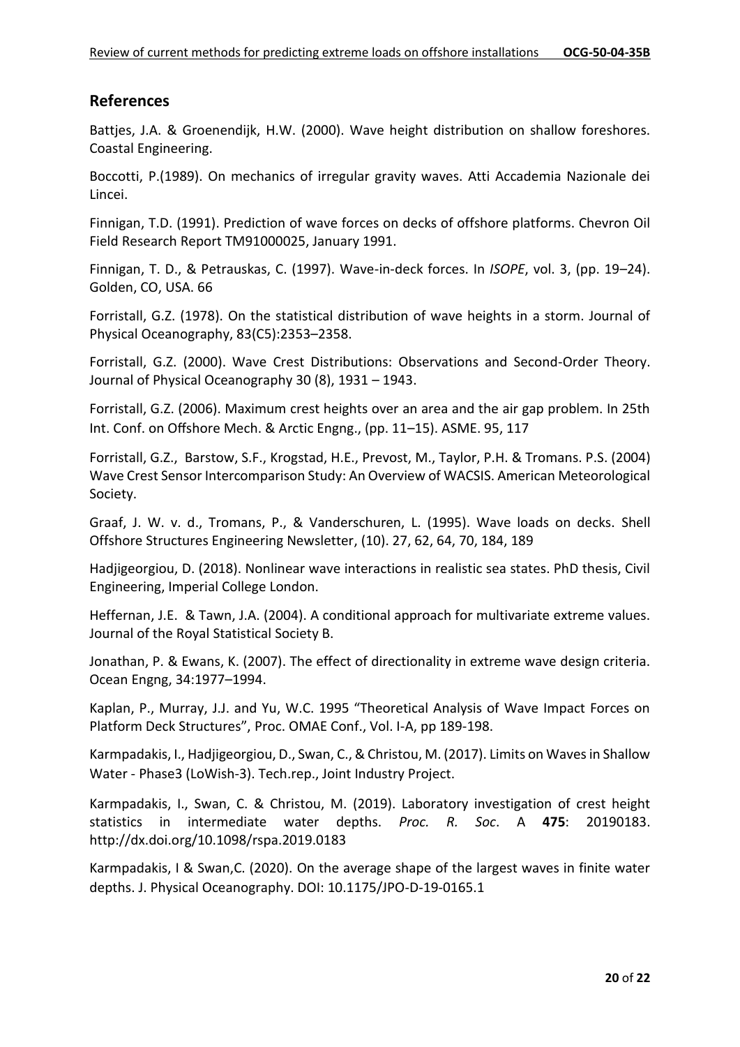## References

Battjes, J.A. & Groenendijk, H.W. (2000). Wave height distribution on shallow foreshores. Coastal Engineering.

Boccotti, P.(1989). On mechanics of irregular gravity waves. Atti Accademia Nazionale dei Lincei.

Finnigan, T.D. (1991). Prediction of wave forces on decks of offshore platforms. Chevron Oil Field Research Report TM91000025, January 1991.

Finnigan, T. D., & Petrauskas, C. (1997). Wave-in-deck forces. In *ISOPE*, vol. 3, (pp. 19–24). Golden, CO, USA. 66

Forristall, G.Z. (1978). On the statistical distribution of wave heights in a storm. Journal of Physical Oceanography, 83(C5):2353–2358.

Forristall, G.Z. (2000). Wave Crest Distributions: Observations and Second-Order Theory. Journal of Physical Oceanography 30 (8), 1931 – 1943.

Forristall, G.Z. (2006). Maximum crest heights over an area and the air gap problem. In 25th Int. Conf. on Offshore Mech. & Arctic Engng., (pp. 11–15). ASME. 95, 117

Forristall, G.Z., Barstow, S.F., Krogstad, H.E., Prevost, M., Taylor, P.H. & Tromans. P.S. (2004) Wave Crest Sensor Intercomparison Study: An Overview of WACSIS. American Meteorological Society.

Graaf, J. W. v. d., Tromans, P., & Vanderschuren, L. (1995). Wave loads on decks. Shell Offshore Structures Engineering Newsletter, (10). 27, 62, 64, 70, 184, 189

Hadjigeorgiou, D. (2018). Nonlinear wave interactions in realistic sea states. PhD thesis, Civil Engineering, Imperial College London.

Heffernan, J.E. & Tawn, J.A. (2004). A conditional approach for multivariate extreme values. Journal of the Royal Statistical Society B.

Jonathan, P. & Ewans, K. (2007). The effect of directionality in extreme wave design criteria. Ocean Engng, 34:1977–1994.

Kaplan, P., Murray, J.J. and Yu, W.C. 1995 "Theoretical Analysis of Wave Impact Forces on Platform Deck Structures", Proc. OMAE Conf., Vol. I-A, pp 189-198.

Karmpadakis, I., Hadjigeorgiou, D., Swan, C., & Christou, M. (2017). Limits on Waves in Shallow Water - Phase3 (LoWish-3). Tech.rep., Joint Industry Project.

Karmpadakis, I., Swan, C. & Christou, M. (2019). Laboratory investigation of crest height statistics in intermediate water depths. *Proc. R. Soc*. A **475**: 20190183. http://dx.doi.org/10.1098/rspa.2019.0183

Karmpadakis, I & Swan,C. (2020). On the average shape of the largest waves in finite water depths. J. Physical Oceanography. DOI: 10.1175/JPO-D-19-0165.1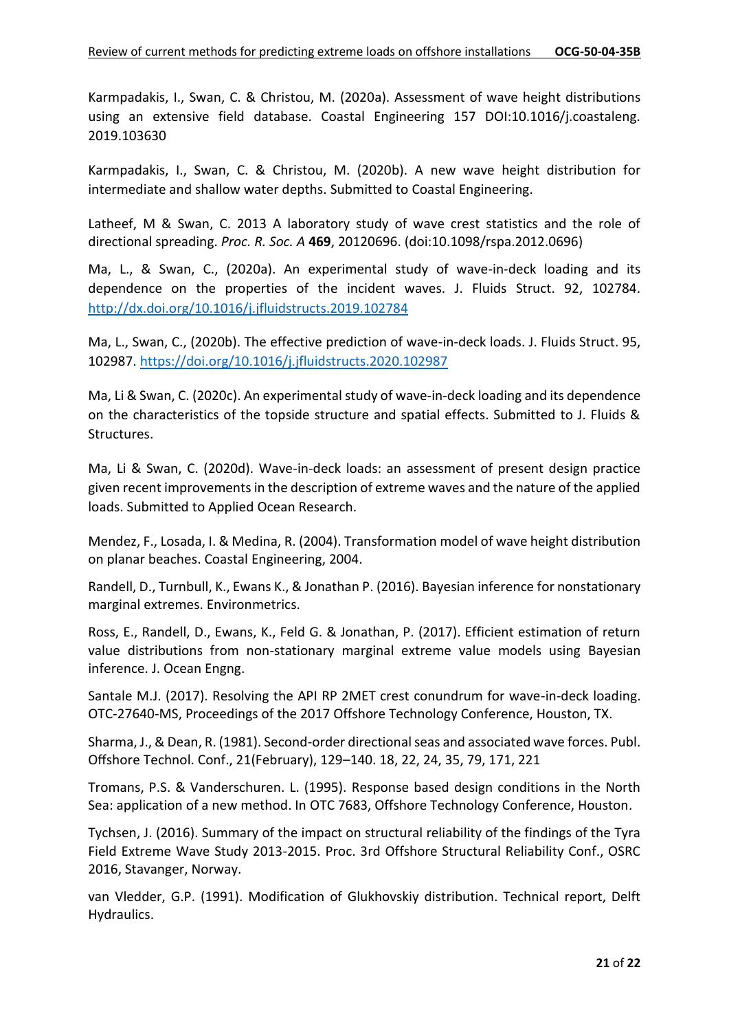Karmpadakis, I., Swan, C. & Christou, M. (2020a). Assessment of wave height distributions using an extensive field database. Coastal Engineering 157 DOI:10.1016/j.coastaleng.2019.103630

Karmpadakis, I., Swan, C. & Christou, M. (2020b). A new wave height distribution for intermediate and shallow water depths. Submitted to Coastal Engineering.

Latheef, M & Swan, C. 2013 A laboratory study of wave crest statistics and the role of directional spreading. *Proc. R. Soc. A* **469**, 20120696. (doi:10.1098/rspa.2012.0696)

Ma, L., & Swan, C., (2020a). An experimental study of wave-in-deck loading and its dependence on the properties of the incident waves. J. Fluids Struct. 92, 102784. http://dx.doi.org/10.1016/j.jfluidstructs.2019.102784

Ma, L., Swan, C., (2020b). The effective prediction of wave-in-deck loads. J. Fluids Struct. 95, 102987. https://doi.org/10.1016/j.jfluidstructs.2020.102987

Ma, Li & Swan, C. (2020c). An experimental study of wave-in-deck loading and its dependence on the characteristics of the topside structure and spatial effects. Submitted to J. Fluids & Structures.

Ma, Li & Swan, C. (2020d). Wave-in-deck loads: an assessment of present design practice given recent improvements in the description of extreme waves and the nature of the applied loads. Submitted to Applied Ocean Research.

Mendez, F., Losada, I. & Medina, R. (2004). Transformation model of wave height distribution on planar beaches. Coastal Engineering, 2004.

Randell, D., Turnbull, K., Ewans K., & Jonathan P. (2016). Bayesian inference for nonstationary marginal extremes. Environmetrics.

Ross, E., Randell, D., Ewans, K., Feld G. & Jonathan, P. (2017). Efficient estimation of return value distributions from non-stationary marginal extreme value models using Bayesian inference. J. Ocean Engng.

Santale M.J. (2017). Resolving the API RP 2MET crest conundrum for wave-in-deck loading. OTC-27640-MS, Proceedings of the 2017 Offshore Technology Conference, Houston, TX.

Sharma, J., & Dean, R. (1981). Second-order directional seas and associated wave forces. Publ. Offshore Technol. Conf., 21(February), 129–140. 18, 22, 24, 35, 79, 171, 221

Tromans, P.S. & Vanderschuren. L. (1995). Response based design conditions in the North Sea: application of a new method. In OTC 7683, Offshore Technology Conference, Houston.

Tychsen, J. (2016). Summary of the impact on structural reliability of the findings of the Tyra Field Extreme Wave Study 2013-2015. Proc. 3rd Offshore Structural Reliability Conf., OSRC 2016, Stavanger, Norway.

van Vledder, G.P. (1991). Modification of Glukhovskiy distribution. Technical report, Delft Hydraulics.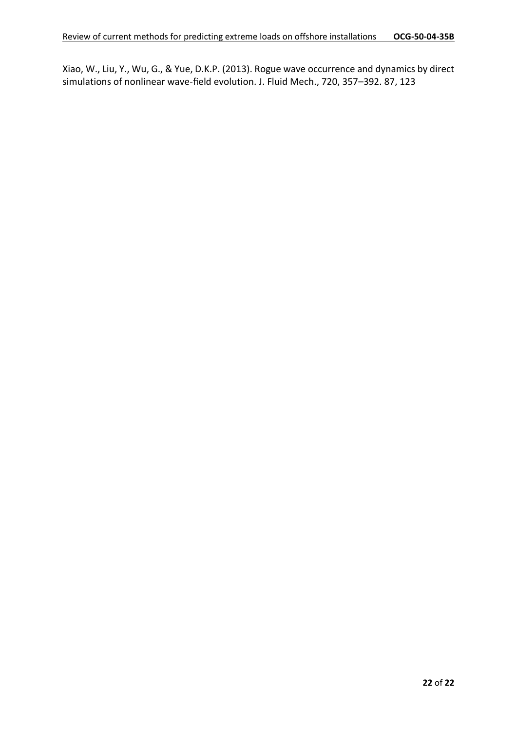Xiao, W., Liu, Y., Wu, G., & Yue, D.K.P. (2013). Rogue wave occurrence and dynamics by direct simulations of nonlinear wave-field evolution. J. Fluid Mech., 720, 357–392. 87, 123